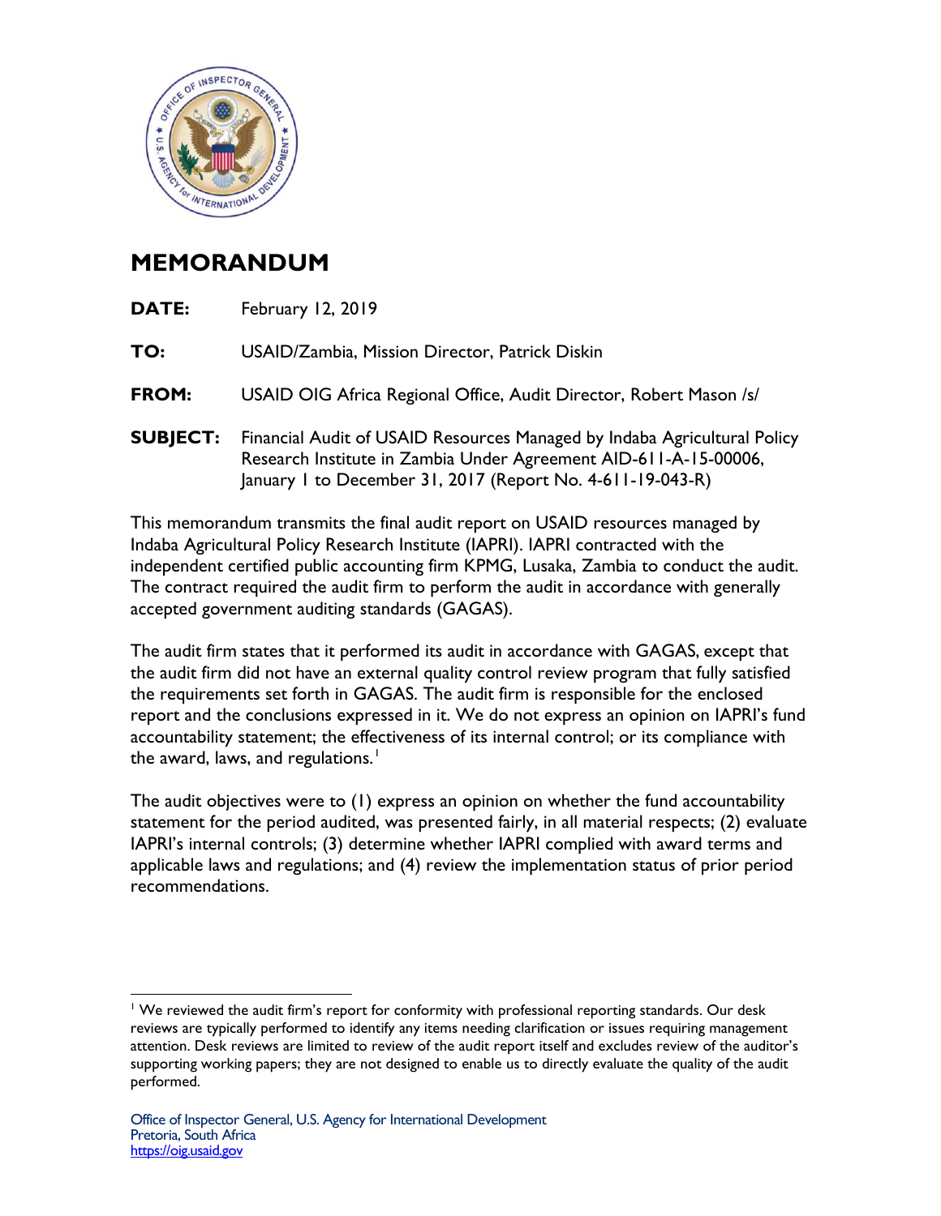# MEMORANDUM

**DATE:** February 12, 2019

**TO:** USAID/Zambia, Mission Director, Patrick Diskin

**FROM:** USAID OIG Africa Regional Office, Audit Director, Robert Mason /s/

**SUBJECT:** Financial Audit of USAID Resources Managed by Indaba Agricultural Policy Research Institute in Zambia Under Agreement AID-611-A-15-00006, January 1 to December 31, 2017 (Report No. 4-611-19-043-R)

This memorandum transmits the final audit report on USAID resources managed by Indaba Agricultural Policy Research Institute (IAPRI). IAPRI contracted with the independent certified public accounting firm KPMG, Lusaka, Zambia to conduct the audit. The contract required the audit firm to perform the audit in accordance with generally accepted government auditing standards (GAGAS).

The audit firm states that it performed its audit in accordance with GAGAS, except that the audit firm did not have an external quality control review program that fully satisfied the requirements set forth in GAGAS. The audit firm is responsible for the enclosed report and the conclusions expressed in it. We do not express an opinion on IAPRI's fund accountability statement; the effectiveness of its internal control; or its compliance with the award, laws, and regulations.[1]

The audit objectives were to (1) express an opinion on whether the fund accountability statement for the period audited, was presented fairly, in all material respects; (2) evaluate IAPRI's internal controls; (3) determine whether IAPRI complied with award terms and applicable laws and regulations; and (4) review the implementation status of prior period recommendations.

[1] We reviewed the audit firm's report for conformity with professional reporting standards. Our desk reviews are typically performed to identify any items needing clarification or issues requiring management attention. Desk reviews are limited to review of the audit report itself and excludes review of the auditor's supporting working papers; they are not designed to enable us to directly evaluate the quality of the audit performed.

Office of Inspector General, U.S. Agency for International Development
Pretoria, South Africa
https://oig.usaid.gov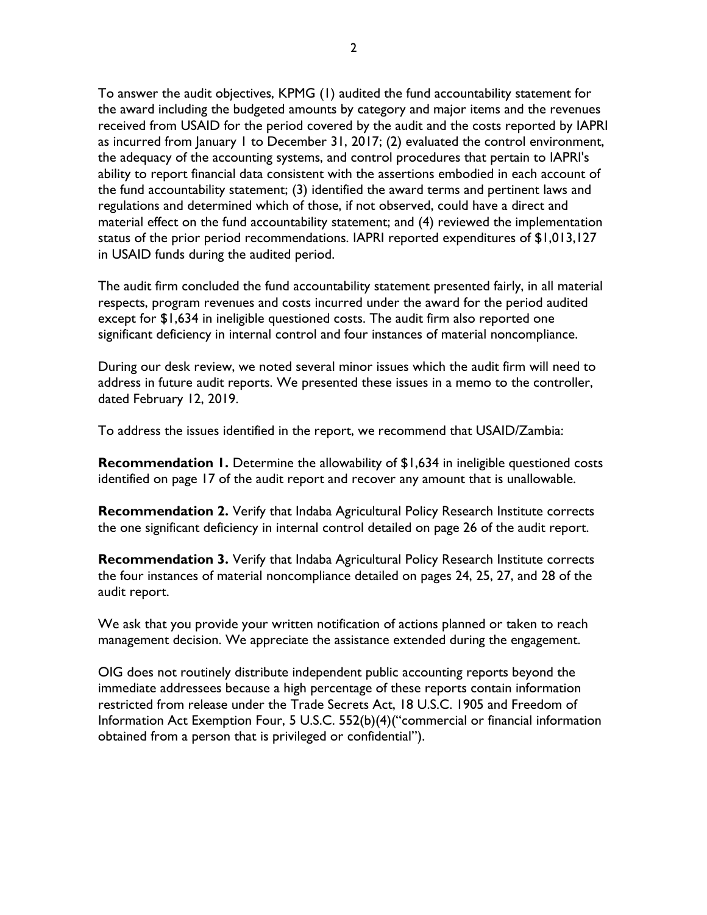To answer the audit objectives, KPMG (1) audited the fund accountability statement for the award including the budgeted amounts by category and major items and the revenues received from USAID for the period covered by the audit and the costs reported by IAPRI as incurred from January 1 to December 31, 2017; (2) evaluated the control environment, the adequacy of the accounting systems, and control procedures that pertain to IAPRI's ability to report financial data consistent with the assertions embodied in each account of the fund accountability statement; (3) identified the award terms and pertinent laws and regulations and determined which of those, if not observed, could have a direct and material effect on the fund accountability statement; and (4) reviewed the implementation status of the prior period recommendations. IAPRI reported expenditures of $1,013,127 in USAID funds during the audited period.

The audit firm concluded the fund accountability statement presented fairly, in all material respects, program revenues and costs incurred under the award for the period audited except for $1,634 in ineligible questioned costs. The audit firm also reported one significant deficiency in internal control and four instances of material noncompliance.

During our desk review, we noted several minor issues which the audit firm will need to address in future audit reports. We presented these issues in a memo to the controller, dated February 12, 2019.

To address the issues identified in the report, we recommend that USAID/Zambia:

**Recommendation 1.** Determine the allowability of $1,634 in ineligible questioned costs identified on page 17 of the audit report and recover any amount that is unallowable.

**Recommendation 2.** Verify that Indaba Agricultural Policy Research Institute corrects the one significant deficiency in internal control detailed on page 26 of the audit report.

**Recommendation 3.** Verify that Indaba Agricultural Policy Research Institute corrects the four instances of material noncompliance detailed on pages 24, 25, 27, and 28 of the audit report.

We ask that you provide your written notification of actions planned or taken to reach management decision. We appreciate the assistance extended during the engagement.

OIG does not routinely distribute independent public accounting reports beyond the immediate addressees because a high percentage of these reports contain information restricted from release under the Trade Secrets Act, 18 U.S.C. 1905 and Freedom of Information Act Exemption Four, 5 U.S.C. 552(b)(4)("commercial or financial information obtained from a person that is privileged or confidential").